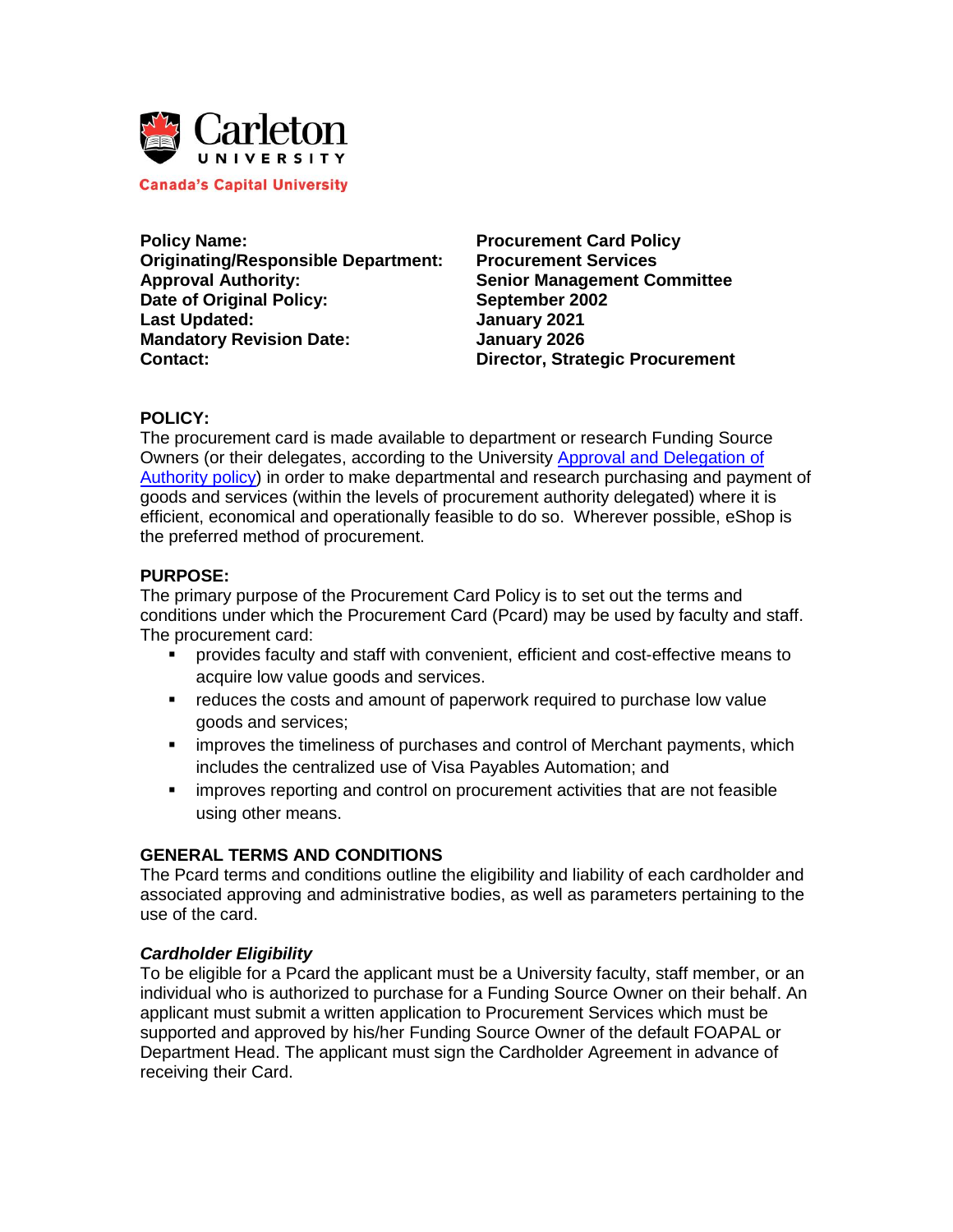Carleton UNIVERSITY

Canada's Capital University

| | |
|---|---|
| **Policy Name:** | **Procurement Card Policy** |
| **Originating/Responsible Department:** | **Procurement Services** |
| **Approval Authority:** | **Senior Management Committee** |
| **Date of Original Policy:** | **September 2002** |
| **Last Updated:** | **January 2021** |
| **Mandatory Revision Date:** | **January 2026** |
| **Contact:** | **Director, Strategic Procurement** |

## POLICY:

The procurement card is made available to department or research Funding Source Owners (or their delegates, according to the University Approval and Delegation of Authority policy) in order to make departmental and research purchasing and payment of goods and services (within the levels of procurement authority delegated) where it is efficient, economical and operationally feasible to do so. Wherever possible, eShop is the preferred method of procurement.

## PURPOSE:

The primary purpose of the Procurement Card Policy is to set out the terms and conditions under which the Procurement Card (Pcard) may be used by faculty and staff. The procurement card:

- provides faculty and staff with convenient, efficient and cost-effective means to acquire low value goods and services.
- reduces the costs and amount of paperwork required to purchase low value goods and services;
- improves the timeliness of purchases and control of Merchant payments, which includes the centralized use of Visa Payables Automation; and
- improves reporting and control on procurement activities that are not feasible using other means.

## GENERAL TERMS AND CONDITIONS

The Pcard terms and conditions outline the eligibility and liability of each cardholder and associated approving and administrative bodies, as well as parameters pertaining to the use of the card.

### *Cardholder Eligibility*

To be eligible for a Pcard the applicant must be a University faculty, staff member, or an individual who is authorized to purchase for a Funding Source Owner on their behalf. An applicant must submit a written application to Procurement Services which must be supported and approved by his/her Funding Source Owner of the default FOAPAL or Department Head. The applicant must sign the Cardholder Agreement in advance of receiving their Card.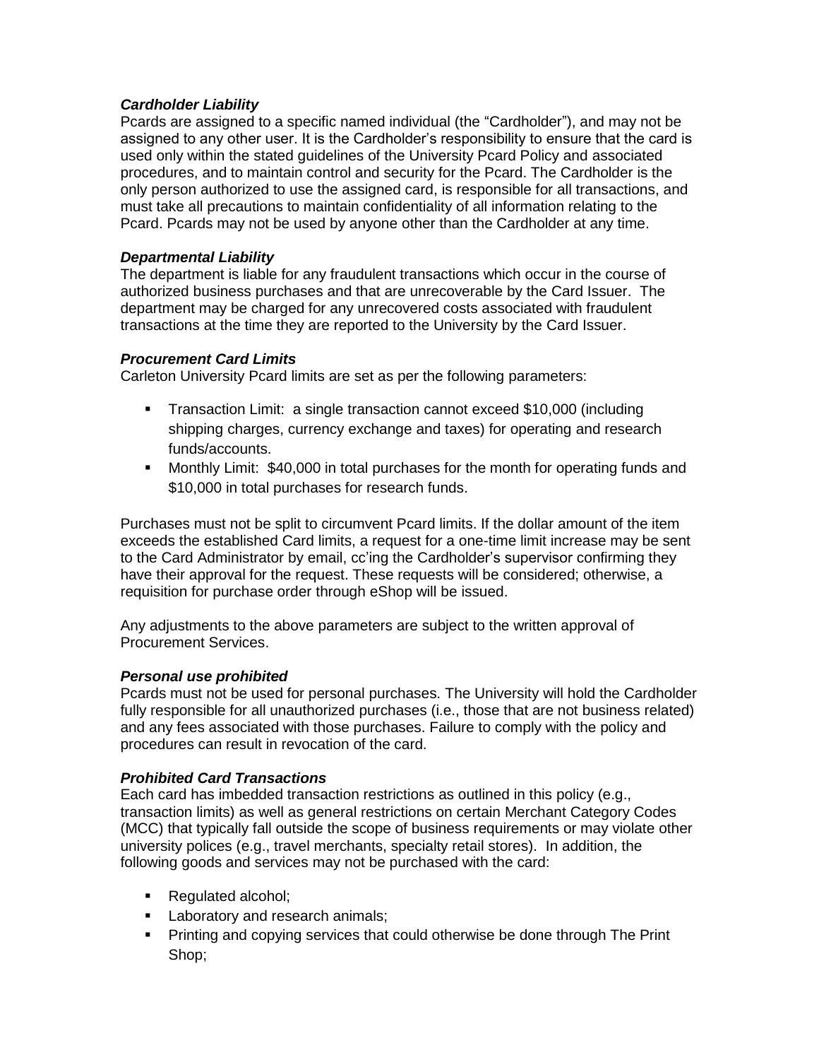### *Cardholder Liability*

Pcards are assigned to a specific named individual (the "Cardholder"), and may not be assigned to any other user. It is the Cardholder's responsibility to ensure that the card is used only within the stated guidelines of the University Pcard Policy and associated procedures, and to maintain control and security for the Pcard. The Cardholder is the only person authorized to use the assigned card, is responsible for all transactions, and must take all precautions to maintain confidentiality of all information relating to the Pcard. Pcards may not be used by anyone other than the Cardholder at any time.

### *Departmental Liability*

The department is liable for any fraudulent transactions which occur in the course of authorized business purchases and that are unrecoverable by the Card Issuer. The department may be charged for any unrecovered costs associated with fraudulent transactions at the time they are reported to the University by the Card Issuer.

### *Procurement Card Limits*

Carleton University Pcard limits are set as per the following parameters:

- Transaction Limit: a single transaction cannot exceed $10,000 (including shipping charges, currency exchange and taxes) for operating and research funds/accounts.
- Monthly Limit: $40,000 in total purchases for the month for operating funds and $10,000 in total purchases for research funds.

Purchases must not be split to circumvent Pcard limits. If the dollar amount of the item exceeds the established Card limits, a request for a one-time limit increase may be sent to the Card Administrator by email, cc'ing the Cardholder's supervisor confirming they have their approval for the request. These requests will be considered; otherwise, a requisition for purchase order through eShop will be issued.

Any adjustments to the above parameters are subject to the written approval of Procurement Services.

### *Personal use prohibited*

Pcards must not be used for personal purchases. The University will hold the Cardholder fully responsible for all unauthorized purchases (i.e., those that are not business related) and any fees associated with those purchases. Failure to comply with the policy and procedures can result in revocation of the card.

### *Prohibited Card Transactions*

Each card has imbedded transaction restrictions as outlined in this policy (e.g., transaction limits) as well as general restrictions on certain Merchant Category Codes (MCC) that typically fall outside the scope of business requirements or may violate other university polices (e.g., travel merchants, specialty retail stores). In addition, the following goods and services may not be purchased with the card:

- Regulated alcohol;
- Laboratory and research animals;
- Printing and copying services that could otherwise be done through The Print Shop;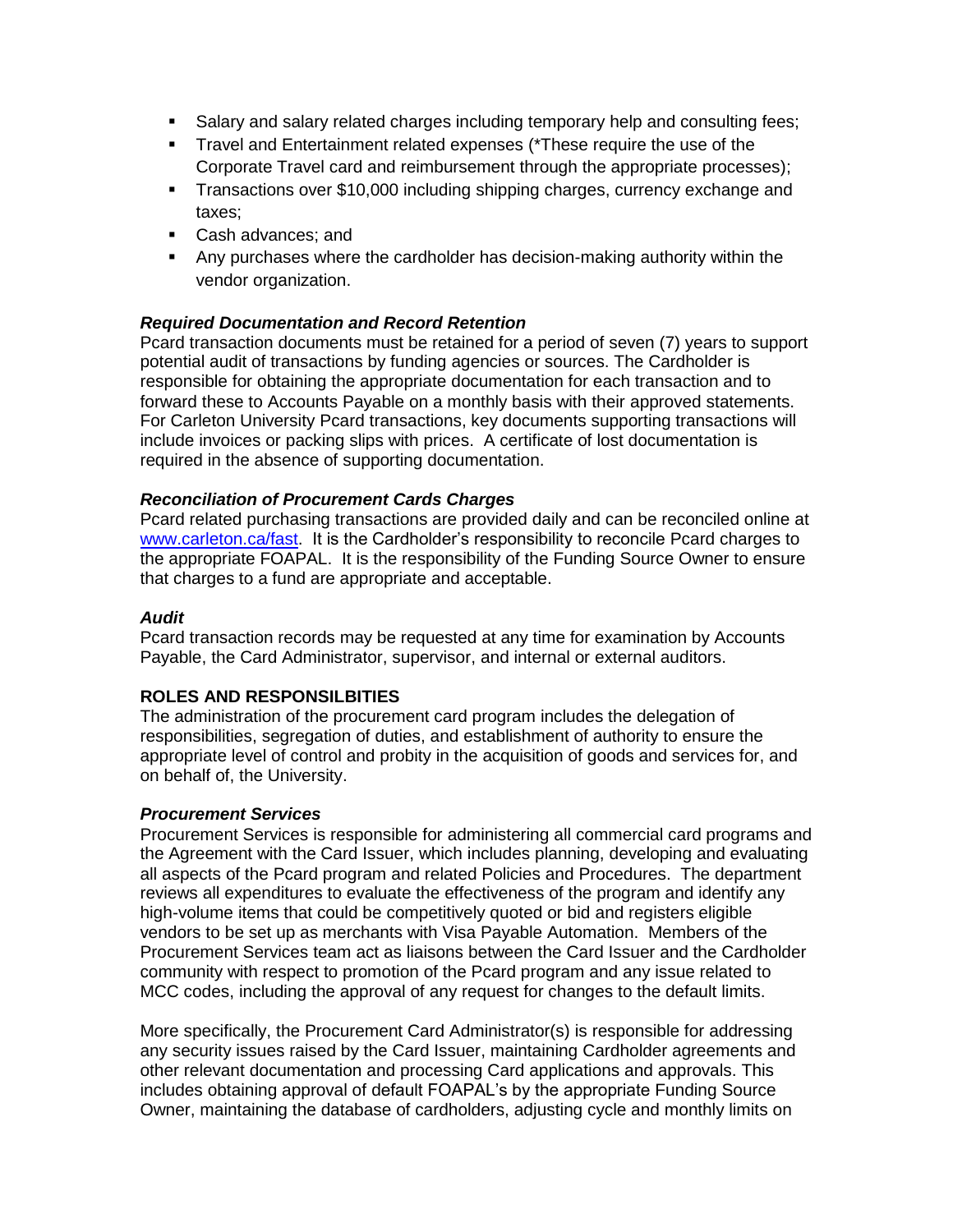- Salary and salary related charges including temporary help and consulting fees;
- Travel and Entertainment related expenses (*These require the use of the Corporate Travel card and reimbursement through the appropriate processes);
- Transactions over $10,000 including shipping charges, currency exchange and taxes;
- Cash advances; and
- Any purchases where the cardholder has decision-making authority within the vendor organization.

***Required Documentation and Record Retention***

Pcard transaction documents must be retained for a period of seven (7) years to support potential audit of transactions by funding agencies or sources. The Cardholder is responsible for obtaining the appropriate documentation for each transaction and to forward these to Accounts Payable on a monthly basis with their approved statements. For Carleton University Pcard transactions, key documents supporting transactions will include invoices or packing slips with prices. A certificate of lost documentation is required in the absence of supporting documentation.

***Reconciliation of Procurement Cards Charges***

Pcard related purchasing transactions are provided daily and can be reconciled online at [www.carleton.ca/fast](www.carleton.ca/fast). It is the Cardholder's responsibility to reconcile Pcard charges to the appropriate FOAPAL. It is the responsibility of the Funding Source Owner to ensure that charges to a fund are appropriate and acceptable.

***Audit***

Pcard transaction records may be requested at any time for examination by Accounts Payable, the Card Administrator, supervisor, and internal or external auditors.

**ROLES AND RESPONSILBITIES**

The administration of the procurement card program includes the delegation of responsibilities, segregation of duties, and establishment of authority to ensure the appropriate level of control and probity in the acquisition of goods and services for, and on behalf of, the University.

***Procurement Services***

Procurement Services is responsible for administering all commercial card programs and the Agreement with the Card Issuer, which includes planning, developing and evaluating all aspects of the Pcard program and related Policies and Procedures. The department reviews all expenditures to evaluate the effectiveness of the program and identify any high-volume items that could be competitively quoted or bid and registers eligible vendors to be set up as merchants with Visa Payable Automation. Members of the Procurement Services team act as liaisons between the Card Issuer and the Cardholder community with respect to promotion of the Pcard program and any issue related to MCC codes, including the approval of any request for changes to the default limits.

More specifically, the Procurement Card Administrator(s) is responsible for addressing any security issues raised by the Card Issuer, maintaining Cardholder agreements and other relevant documentation and processing Card applications and approvals. This includes obtaining approval of default FOAPAL's by the appropriate Funding Source Owner, maintaining the database of cardholders, adjusting cycle and monthly limits on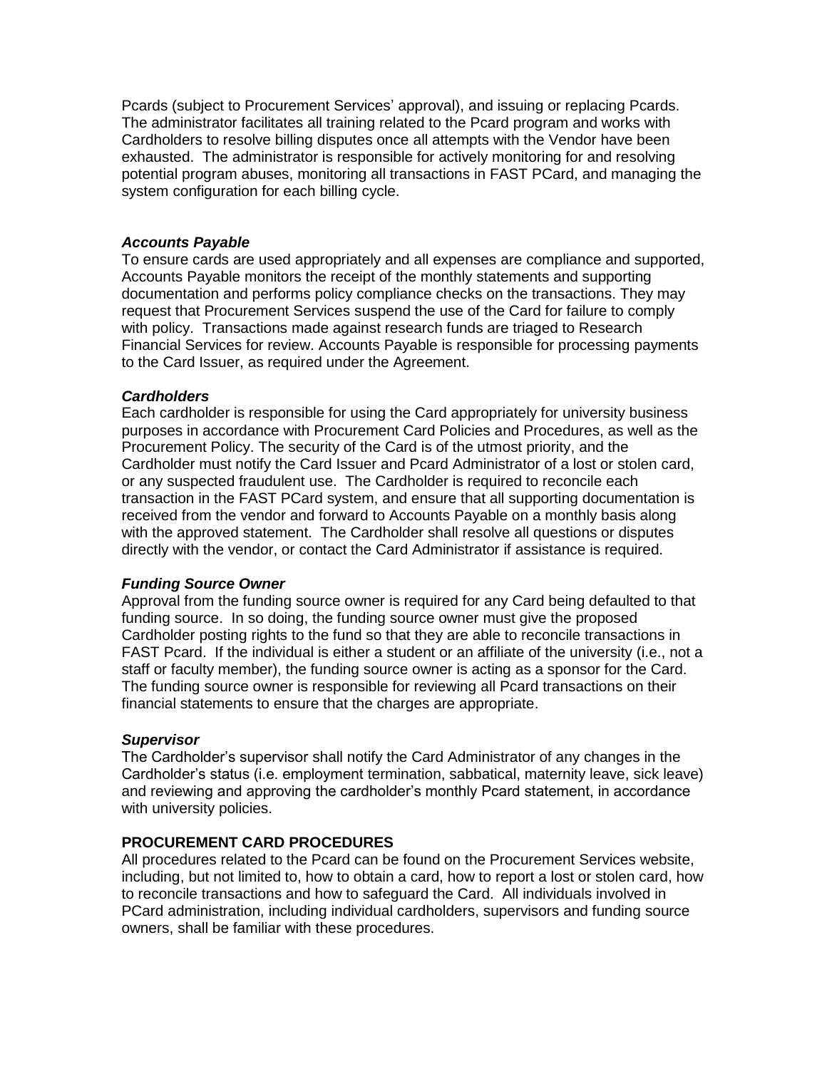Pcards (subject to Procurement Services' approval), and issuing or replacing Pcards. The administrator facilitates all training related to the Pcard program and works with Cardholders to resolve billing disputes once all attempts with the Vendor have been exhausted. The administrator is responsible for actively monitoring for and resolving potential program abuses, monitoring all transactions in FAST PCard, and managing the system configuration for each billing cycle.

***Accounts Payable***

To ensure cards are used appropriately and all expenses are compliance and supported, Accounts Payable monitors the receipt of the monthly statements and supporting documentation and performs policy compliance checks on the transactions. They may request that Procurement Services suspend the use of the Card for failure to comply with policy. Transactions made against research funds are triaged to Research Financial Services for review. Accounts Payable is responsible for processing payments to the Card Issuer, as required under the Agreement.

***Cardholders***

Each cardholder is responsible for using the Card appropriately for university business purposes in accordance with Procurement Card Policies and Procedures, as well as the Procurement Policy. The security of the Card is of the utmost priority, and the Cardholder must notify the Card Issuer and Pcard Administrator of a lost or stolen card, or any suspected fraudulent use. The Cardholder is required to reconcile each transaction in the FAST PCard system, and ensure that all supporting documentation is received from the vendor and forward to Accounts Payable on a monthly basis along with the approved statement. The Cardholder shall resolve all questions or disputes directly with the vendor, or contact the Card Administrator if assistance is required.

***Funding Source Owner***

Approval from the funding source owner is required for any Card being defaulted to that funding source. In so doing, the funding source owner must give the proposed Cardholder posting rights to the fund so that they are able to reconcile transactions in FAST Pcard. If the individual is either a student or an affiliate of the university (i.e., not a staff or faculty member), the funding source owner is acting as a sponsor for the Card. The funding source owner is responsible for reviewing all Pcard transactions on their financial statements to ensure that the charges are appropriate.

***Supervisor***

The Cardholder's supervisor shall notify the Card Administrator of any changes in the Cardholder's status (i.e. employment termination, sabbatical, maternity leave, sick leave) and reviewing and approving the cardholder's monthly Pcard statement, in accordance with university policies.

**PROCUREMENT CARD PROCEDURES**

All procedures related to the Pcard can be found on the Procurement Services website, including, but not limited to, how to obtain a card, how to report a lost or stolen card, how to reconcile transactions and how to safeguard the Card. All individuals involved in PCard administration, including individual cardholders, supervisors and funding source owners, shall be familiar with these procedures.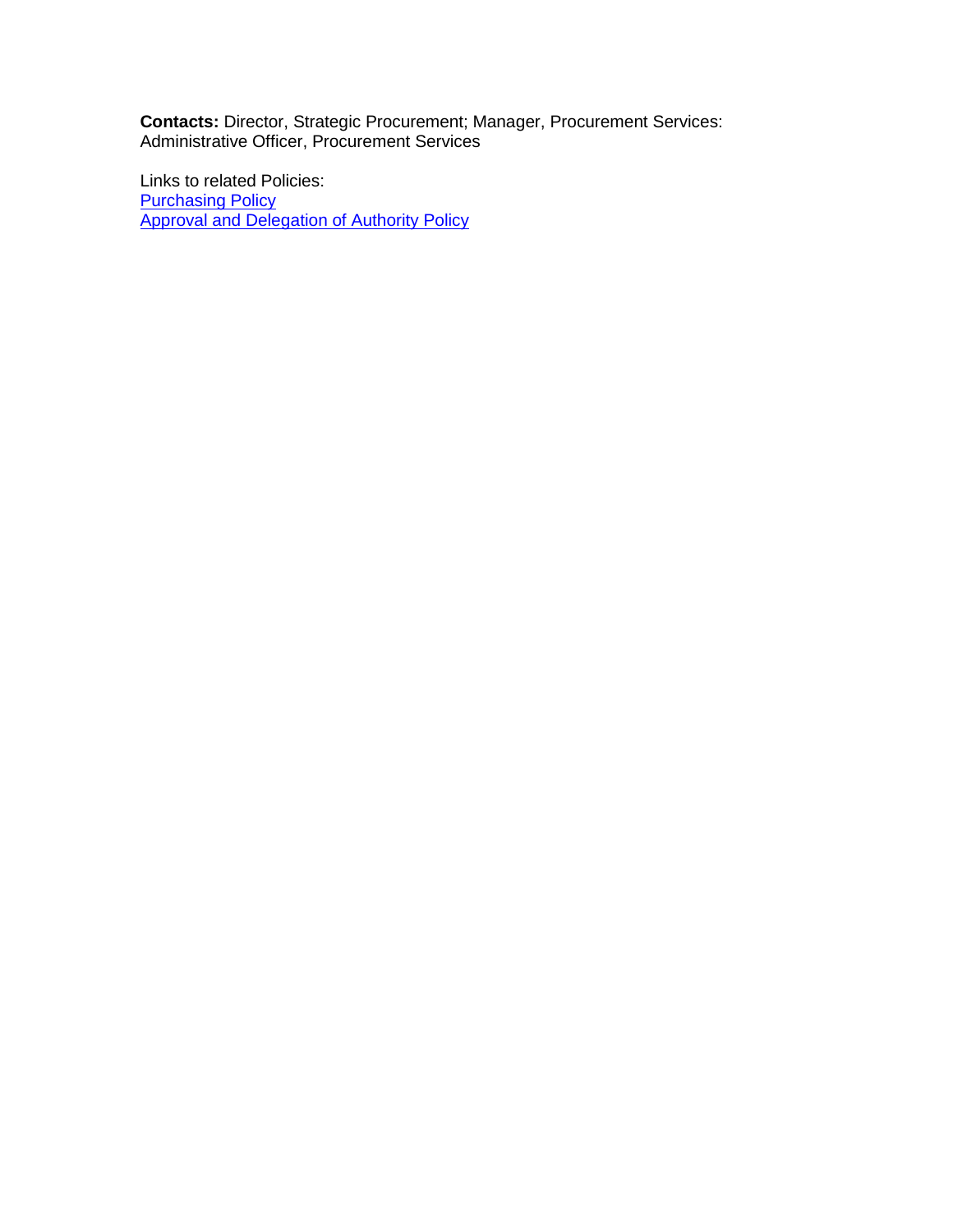**Contacts:** Director, Strategic Procurement; Manager, Procurement Services: Administrative Officer, Procurement Services

Links to related Policies:
[Purchasing Policy]
[Approval and Delegation of Authority Policy]